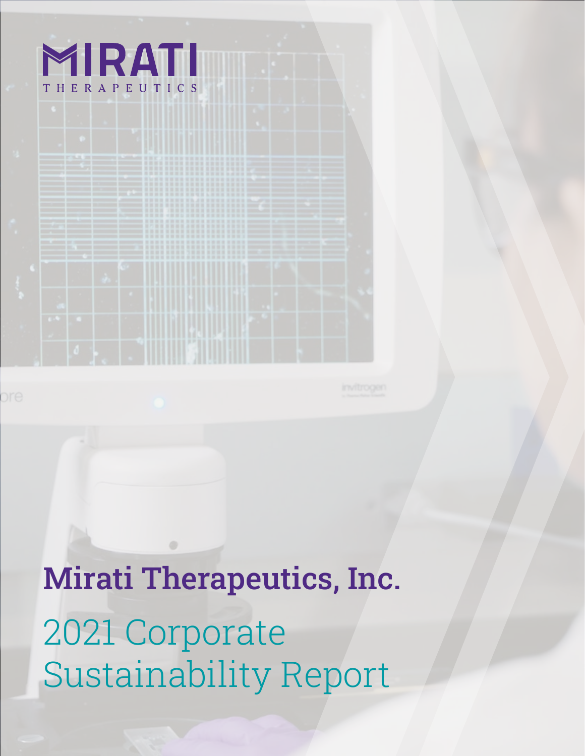MIRATI THERAPEUTICS

# Mirati Therapeutics, Inc.

## 2021 Corporate Sustainability Report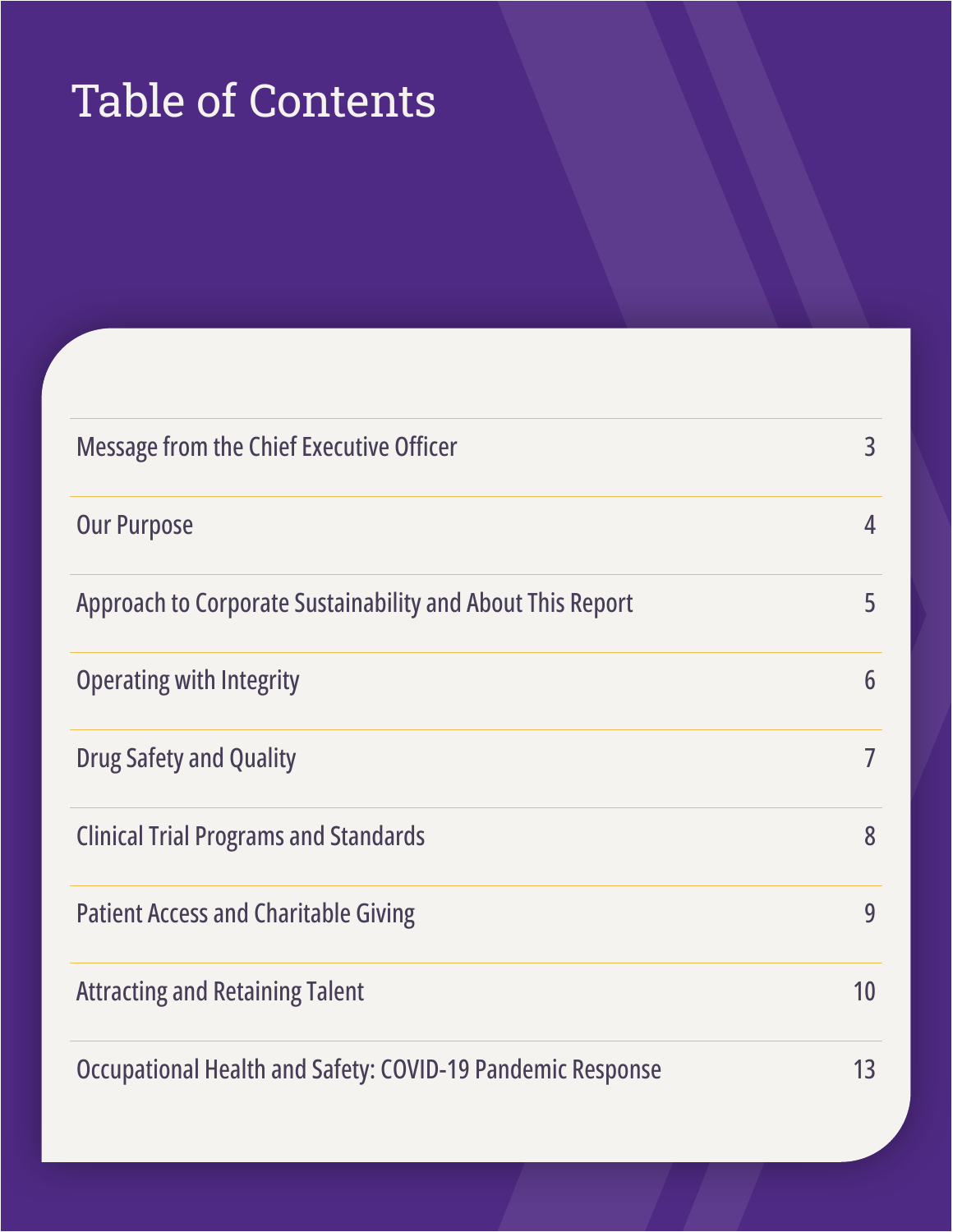# Table of Contents

| | |
|---|---|
| Message from the Chief Executive Officer | 3 |
| Our Purpose | 4 |
| Approach to Corporate Sustainability and About This Report | 5 |
| Operating with Integrity | 6 |
| Drug Safety and Quality | 7 |
| Clinical Trial Programs and Standards | 8 |
| Patient Access and Charitable Giving | 9 |
| Attracting and Retaining Talent | 10 |
| Occupational Health and Safety: COVID-19 Pandemic Response | 13 |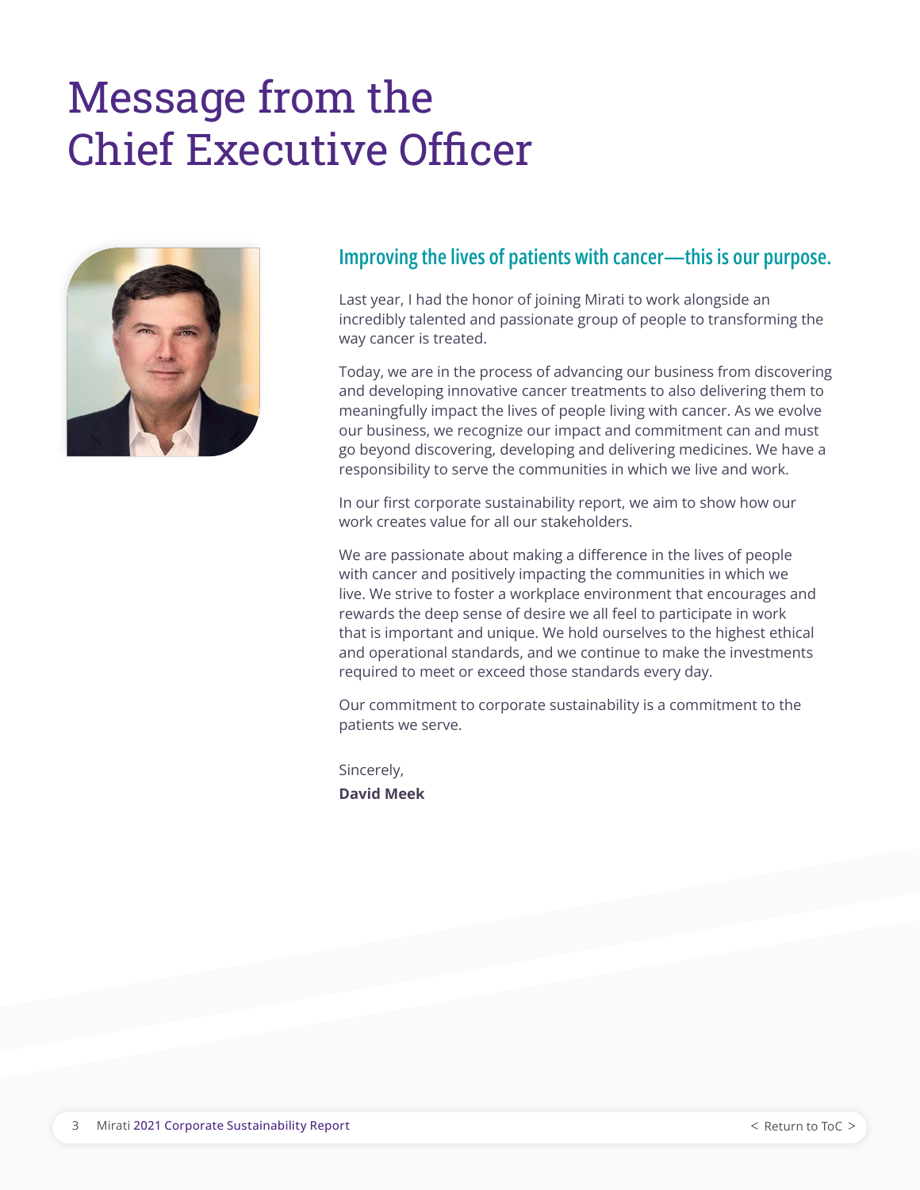# Message from the Chief Executive Officer

## Improving the lives of patients with cancer—this is our purpose.

Last year, I had the honor of joining Mirati to work alongside an incredibly talented and passionate group of people to transforming the way cancer is treated.

Today, we are in the process of advancing our business from discovering and developing innovative cancer treatments to also delivering them to meaningfully impact the lives of people living with cancer. As we evolve our business, we recognize our impact and commitment can and must go beyond discovering, developing and delivering medicines. We have a responsibility to serve the communities in which we live and work.

In our first corporate sustainability report, we aim to show how our work creates value for all our stakeholders.

We are passionate about making a difference in the lives of people with cancer and positively impacting the communities in which we live. We strive to foster a workplace environment that encourages and rewards the deep sense of desire we all feel to participate in work that is important and unique. We hold ourselves to the highest ethical and operational standards, and we continue to make the investments required to meet or exceed those standards every day.

Our commitment to corporate sustainability is a commitment to the patients we serve.

Sincerely,
**David Meek**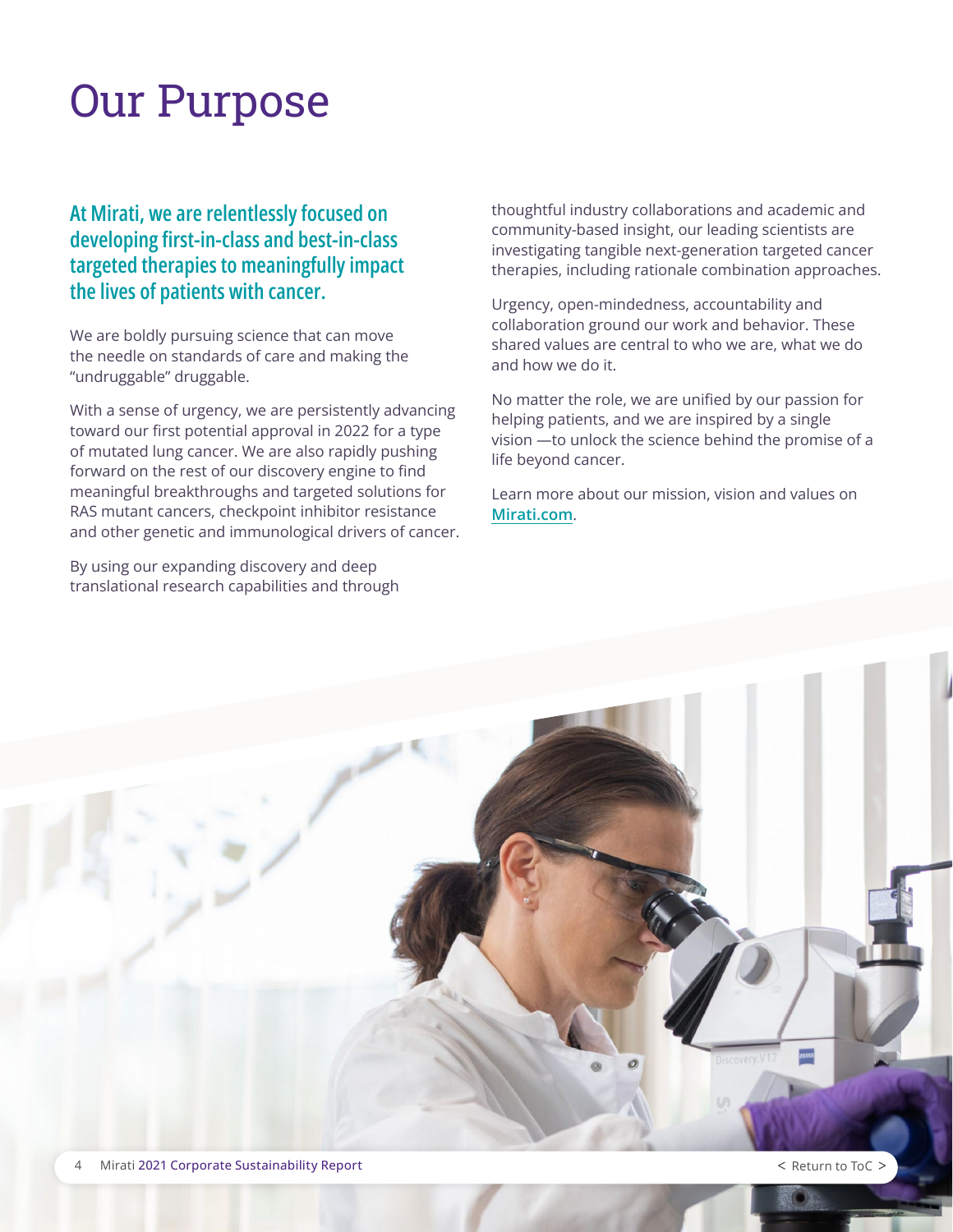# Our Purpose

**At Mirati, we are relentlessly focused on developing first-in-class and best-in-class targeted therapies to meaningfully impact the lives of patients with cancer.**

We are boldly pursuing science that can move the needle on standards of care and making the "undruggable" druggable.

With a sense of urgency, we are persistently advancing toward our first potential approval in 2022 for a type of mutated lung cancer. We are also rapidly pushing forward on the rest of our discovery engine to find meaningful breakthroughs and targeted solutions for RAS mutant cancers, checkpoint inhibitor resistance and other genetic and immunological drivers of cancer.

By using our expanding discovery and deep translational research capabilities and through thoughtful industry collaborations and academic and community-based insight, our leading scientists are investigating tangible next-generation targeted cancer therapies, including rationale combination approaches.

Urgency, open-mindedness, accountability and collaboration ground our work and behavior. These shared values are central to who we are, what we do and how we do it.

No matter the role, we are unified by our passion for helping patients, and we are inspired by a single vision —to unlock the science behind the promise of a life beyond cancer.

Learn more about our mission, vision and values on [Mirati.com](Mirati.com).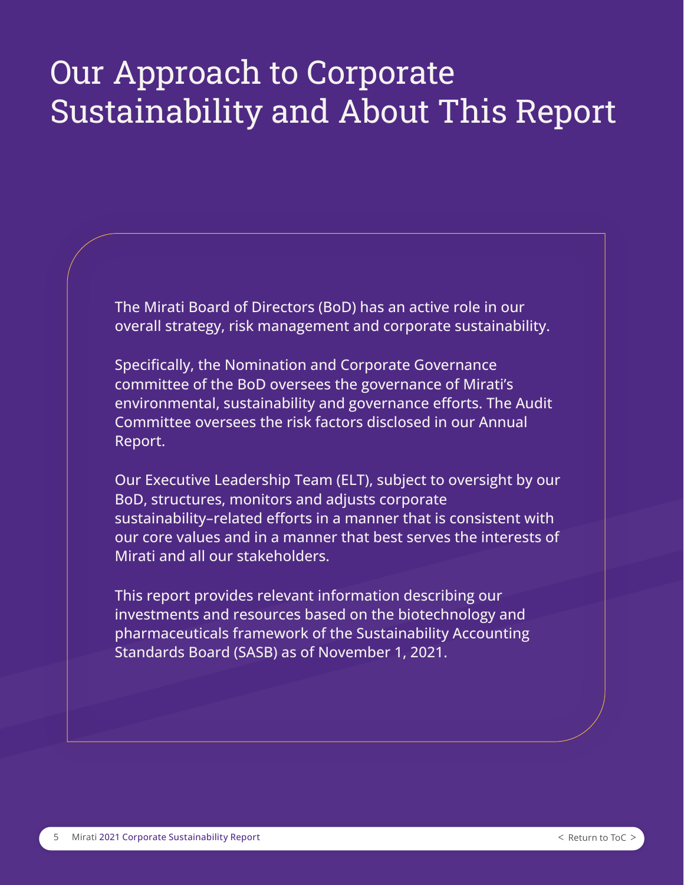# Our Approach to Corporate Sustainability and About This Report

The Mirati Board of Directors (BoD) has an active role in our overall strategy, risk management and corporate sustainability.

Specifically, the Nomination and Corporate Governance committee of the BoD oversees the governance of Mirati's environmental, sustainability and governance efforts. The Audit Committee oversees the risk factors disclosed in our Annual Report.

Our Executive Leadership Team (ELT), subject to oversight by our BoD, structures, monitors and adjusts corporate sustainability–related efforts in a manner that is consistent with our core values and in a manner that best serves the interests of Mirati and all our stakeholders.

This report provides relevant information describing our investments and resources based on the biotechnology and pharmaceuticals framework of the Sustainability Accounting Standards Board (SASB) as of November 1, 2021.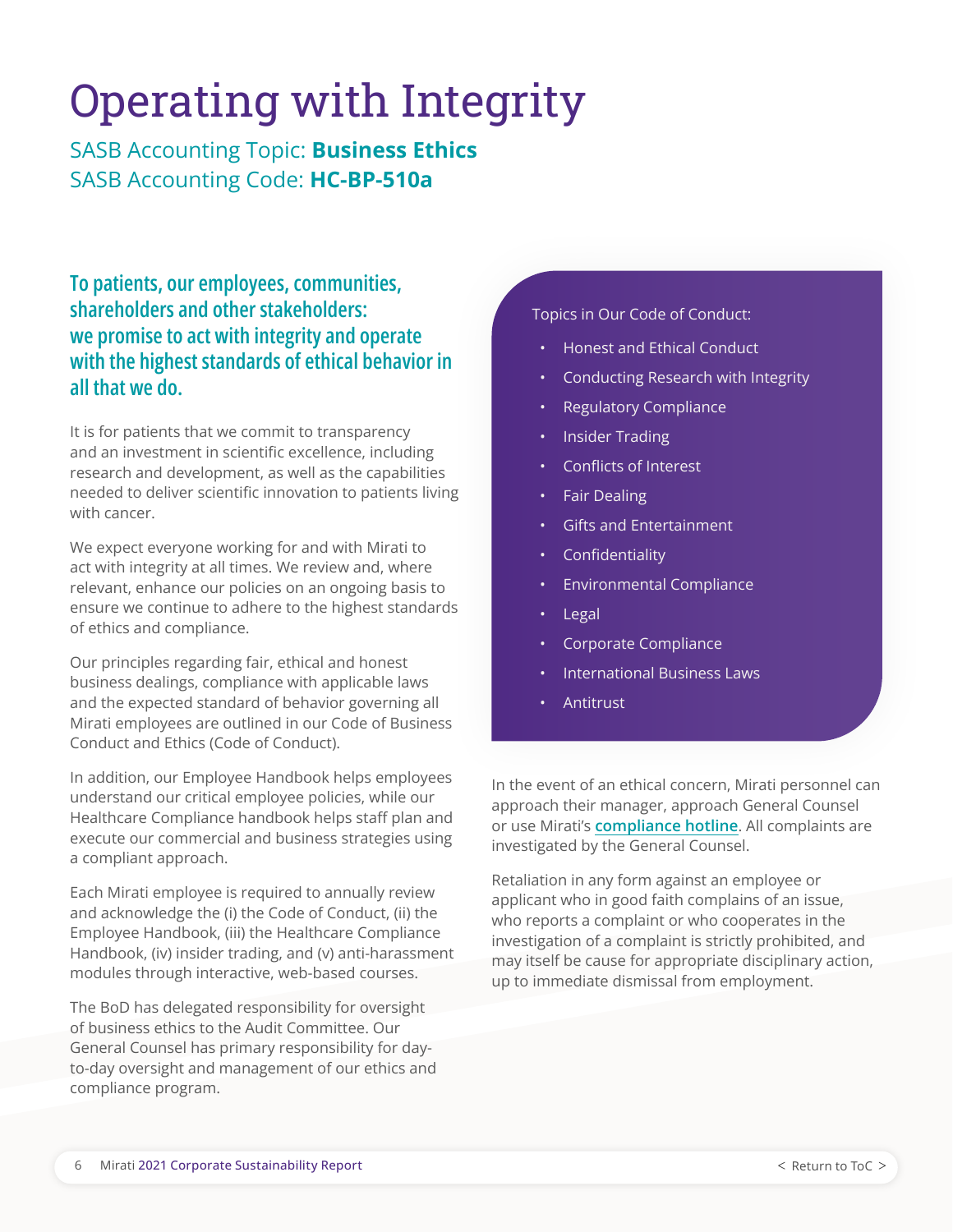# Operating with Integrity

SASB Accounting Topic: **Business Ethics**
SASB Accounting Code: **HC-BP-510a**

**To patients, our employees, communities, shareholders and other stakeholders: we promise to act with integrity and operate with the highest standards of ethical behavior in all that we do.**

It is for patients that we commit to transparency and an investment in scientific excellence, including research and development, as well as the capabilities needed to deliver scientific innovation to patients living with cancer.

We expect everyone working for and with Mirati to act with integrity at all times. We review and, where relevant, enhance our policies on an ongoing basis to ensure we continue to adhere to the highest standards of ethics and compliance.

Our principles regarding fair, ethical and honest business dealings, compliance with applicable laws and the expected standard of behavior governing all Mirati employees are outlined in our Code of Business Conduct and Ethics (Code of Conduct).

In addition, our Employee Handbook helps employees understand our critical employee policies, while our Healthcare Compliance handbook helps staff plan and execute our commercial and business strategies using a compliant approach.

Each Mirati employee is required to annually review and acknowledge the (i) the Code of Conduct, (ii) the Employee Handbook, (iii) the Healthcare Compliance Handbook, (iv) insider trading, and (v) anti-harassment modules through interactive, web-based courses.

The BoD has delegated responsibility for oversight of business ethics to the Audit Committee. Our General Counsel has primary responsibility for day-to-day oversight and management of our ethics and compliance program.

Topics in Our Code of Conduct:

- Honest and Ethical Conduct
- Conducting Research with Integrity
- Regulatory Compliance
- Insider Trading
- Conflicts of Interest
- Fair Dealing
- Gifts and Entertainment
- Confidentiality
- Environmental Compliance
- Legal
- Corporate Compliance
- International Business Laws
- Antitrust

In the event of an ethical concern, Mirati personnel can approach their manager, approach General Counsel or use Mirati's **compliance hotline**. All complaints are investigated by the General Counsel.

Retaliation in any form against an employee or applicant who in good faith complains of an issue, who reports a complaint or who cooperates in the investigation of a complaint is strictly prohibited, and may itself be cause for appropriate disciplinary action, up to immediate dismissal from employment.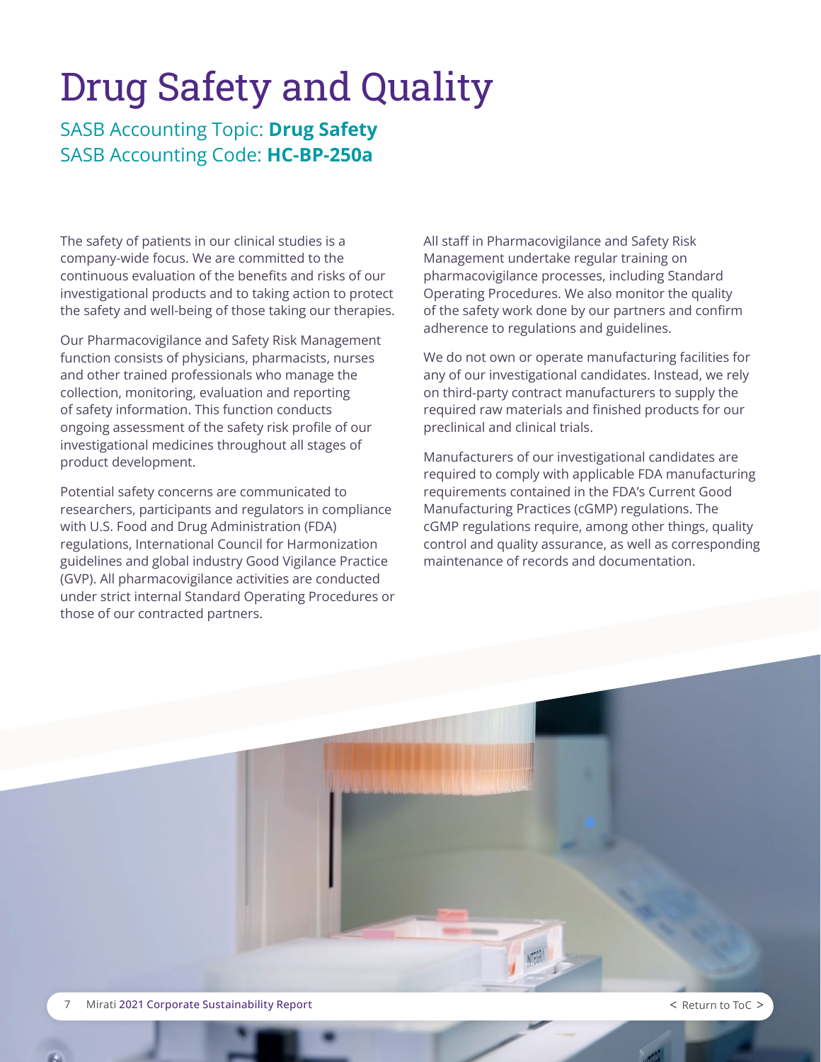# Drug Safety and Quality

SASB Accounting Topic: **Drug Safety**
SASB Accounting Code: **HC-BP-250a**

The safety of patients in our clinical studies is a company-wide focus. We are committed to the continuous evaluation of the benefits and risks of our investigational products and to taking action to protect the safety and well-being of those taking our therapies.

Our Pharmacovigilance and Safety Risk Management function consists of physicians, pharmacists, nurses and other trained professionals who manage the collection, monitoring, evaluation and reporting of safety information. This function conducts ongoing assessment of the safety risk profile of our investigational medicines throughout all stages of product development.

Potential safety concerns are communicated to researchers, participants and regulators in compliance with U.S. Food and Drug Administration (FDA) regulations, International Council for Harmonization guidelines and global industry Good Vigilance Practice (GVP). All pharmacovigilance activities are conducted under strict internal Standard Operating Procedures or those of our contracted partners.

All staff in Pharmacovigilance and Safety Risk Management undertake regular training on pharmacovigilance processes, including Standard Operating Procedures. We also monitor the quality of the safety work done by our partners and confirm adherence to regulations and guidelines.

We do not own or operate manufacturing facilities for any of our investigational candidates. Instead, we rely on third-party contract manufacturers to supply the required raw materials and finished products for our preclinical and clinical trials.

Manufacturers of our investigational candidates are required to comply with applicable FDA manufacturing requirements contained in the FDA's Current Good Manufacturing Practices (cGMP) regulations. The cGMP regulations require, among other things, quality control and quality assurance, as well as corresponding maintenance of records and documentation.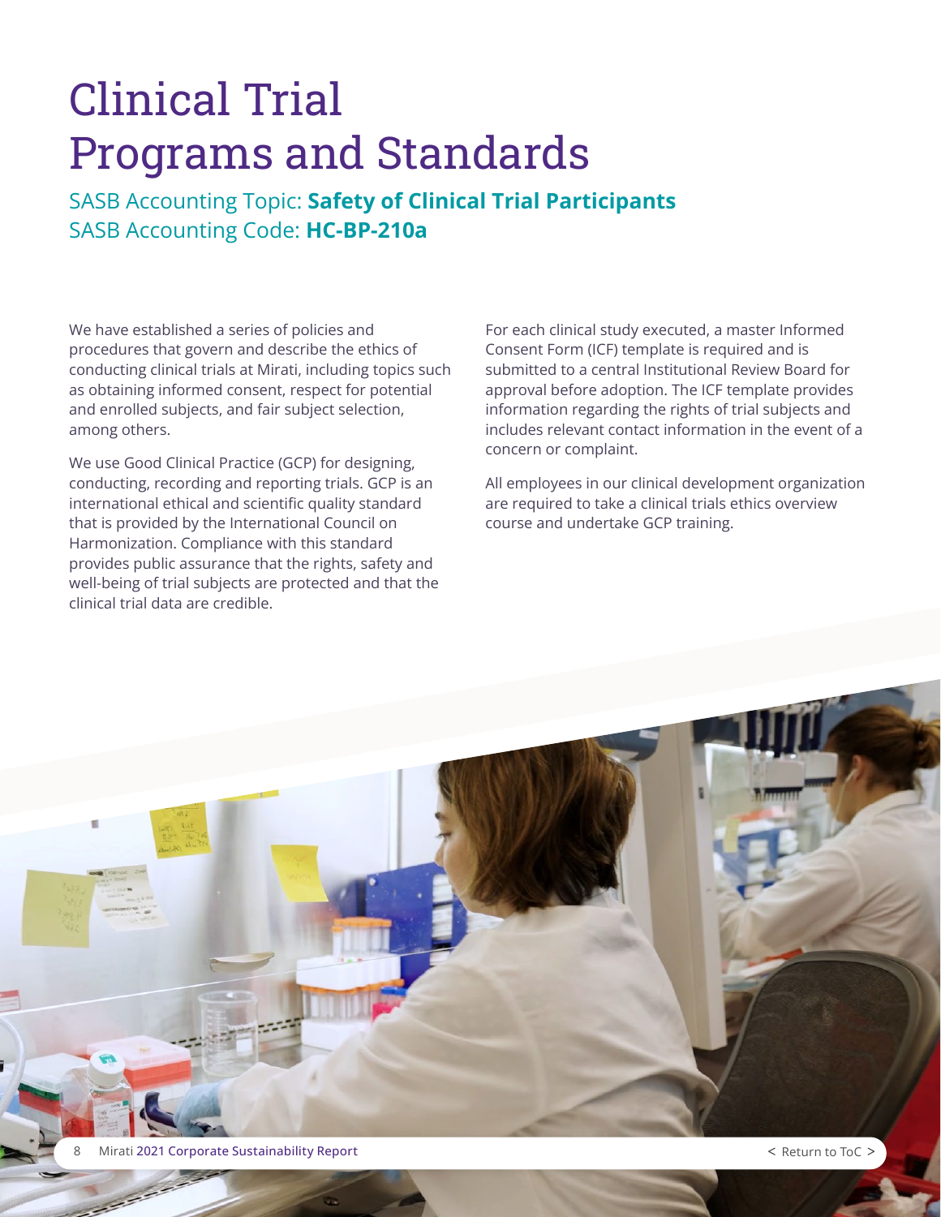# Clinical Trial Programs and Standards

SASB Accounting Topic: **Safety of Clinical Trial Participants**
SASB Accounting Code: **HC-BP-210a**

We have established a series of policies and procedures that govern and describe the ethics of conducting clinical trials at Mirati, including topics such as obtaining informed consent, respect for potential and enrolled subjects, and fair subject selection, among others.

We use Good Clinical Practice (GCP) for designing, conducting, recording and reporting trials. GCP is an international ethical and scientific quality standard that is provided by the International Council on Harmonization. Compliance with this standard provides public assurance that the rights, safety and well-being of trial subjects are protected and that the clinical trial data are credible.

For each clinical study executed, a master Informed Consent Form (ICF) template is required and is submitted to a central Institutional Review Board for approval before adoption. The ICF template provides information regarding the rights of trial subjects and includes relevant contact information in the event of a concern or complaint.

All employees in our clinical development organization are required to take a clinical trials ethics overview course and undertake GCP training.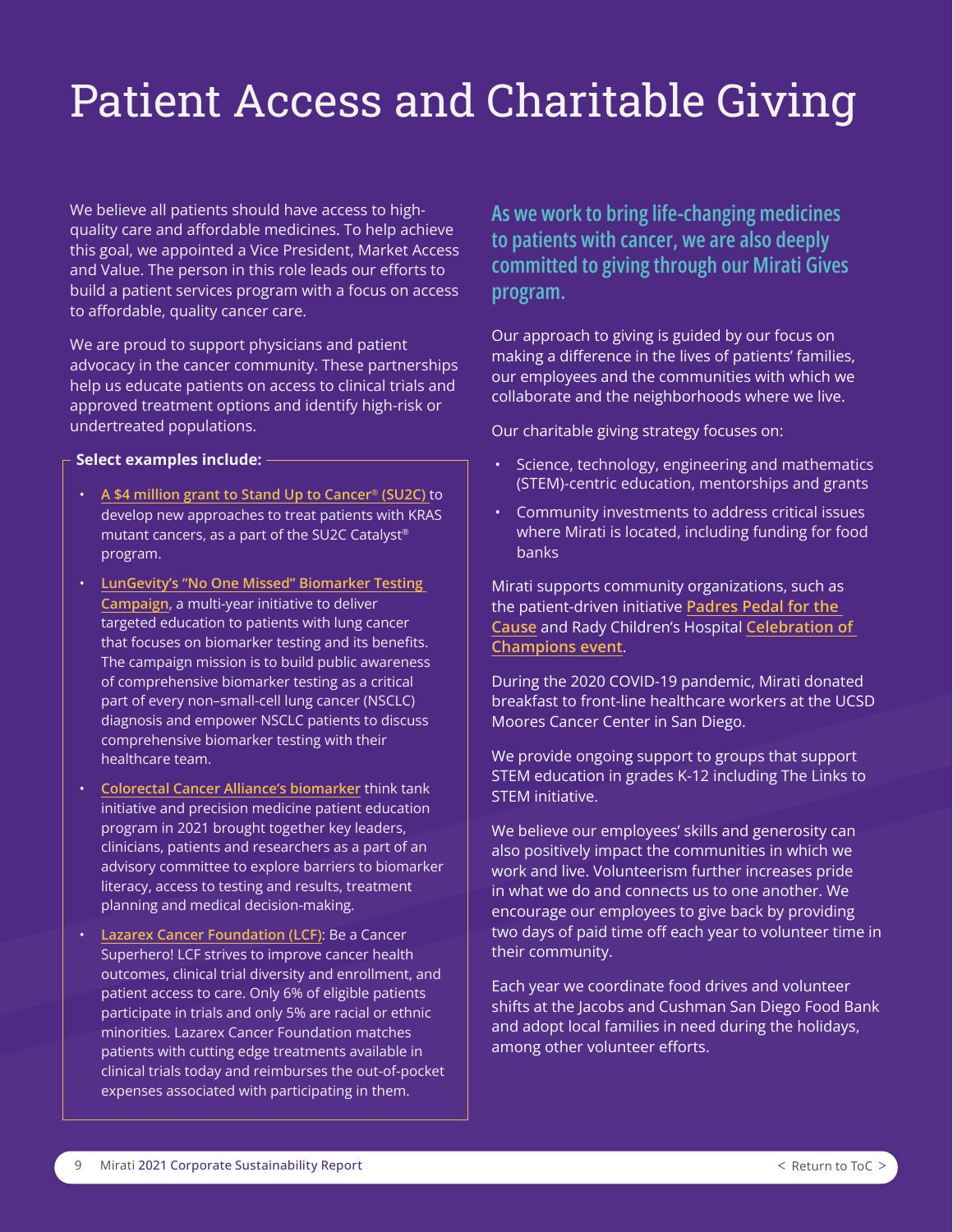# Patient Access and Charitable Giving

We believe all patients should have access to high-quality care and affordable medicines. To help achieve this goal, we appointed a Vice President, Market Access and Value. The person in this role leads our efforts to build a patient services program with a focus on access to affordable, quality cancer care.

We are proud to support physicians and patient advocacy in the cancer community. These partnerships help us educate patients on access to clinical trials and approved treatment options and identify high-risk or undertreated populations.

**Select examples include:**

- A $4 million grant to Stand Up to Cancer® (SU2C) to develop new approaches to treat patients with KRAS mutant cancers, as a part of the SU2C Catalyst® program.
- LunGevity's "No One Missed" Biomarker Testing Campaign, a multi-year initiative to deliver targeted education to patients with lung cancer that focuses on biomarker testing and its benefits. The campaign mission is to build public awareness of comprehensive biomarker testing as a critical part of every non–small-cell lung cancer (NSCLC) diagnosis and empower NSCLC patients to discuss comprehensive biomarker testing with their healthcare team.
- Colorectal Cancer Alliance's biomarker think tank initiative and precision medicine patient education program in 2021 brought together key leaders, clinicians, patients and researchers as a part of an advisory committee to explore barriers to biomarker literacy, access to testing and results, treatment planning and medical decision-making.
- Lazarex Cancer Foundation (LCF): Be a Cancer Superhero! LCF strives to improve cancer health outcomes, clinical trial diversity and enrollment, and patient access to care. Only 6% of eligible patients participate in trials and only 5% are racial or ethnic minorities. Lazarex Cancer Foundation matches patients with cutting edge treatments available in clinical trials today and reimburses the out-of-pocket expenses associated with participating in them.

## As we work to bring life-changing medicines to patients with cancer, we are also deeply committed to giving through our Mirati Gives program.

Our approach to giving is guided by our focus on making a difference in the lives of patients' families, our employees and the communities with which we collaborate and the neighborhoods where we live.

Our charitable giving strategy focuses on:

- Science, technology, engineering and mathematics (STEM)-centric education, mentorships and grants
- Community investments to address critical issues where Mirati is located, including funding for food banks

Mirati supports community organizations, such as the patient-driven initiative Padres Pedal for the Cause and Rady Children's Hospital Celebration of Champions event.

During the 2020 COVID-19 pandemic, Mirati donated breakfast to front-line healthcare workers at the UCSD Moores Cancer Center in San Diego.

We provide ongoing support to groups that support STEM education in grades K-12 including The Links to STEM initiative.

We believe our employees' skills and generosity can also positively impact the communities in which we work and live. Volunteerism further increases pride in what we do and connects us to one another. We encourage our employees to give back by providing two days of paid time off each year to volunteer time in their community.

Each year we coordinate food drives and volunteer shifts at the Jacobs and Cushman San Diego Food Bank and adopt local families in need during the holidays, among other volunteer efforts.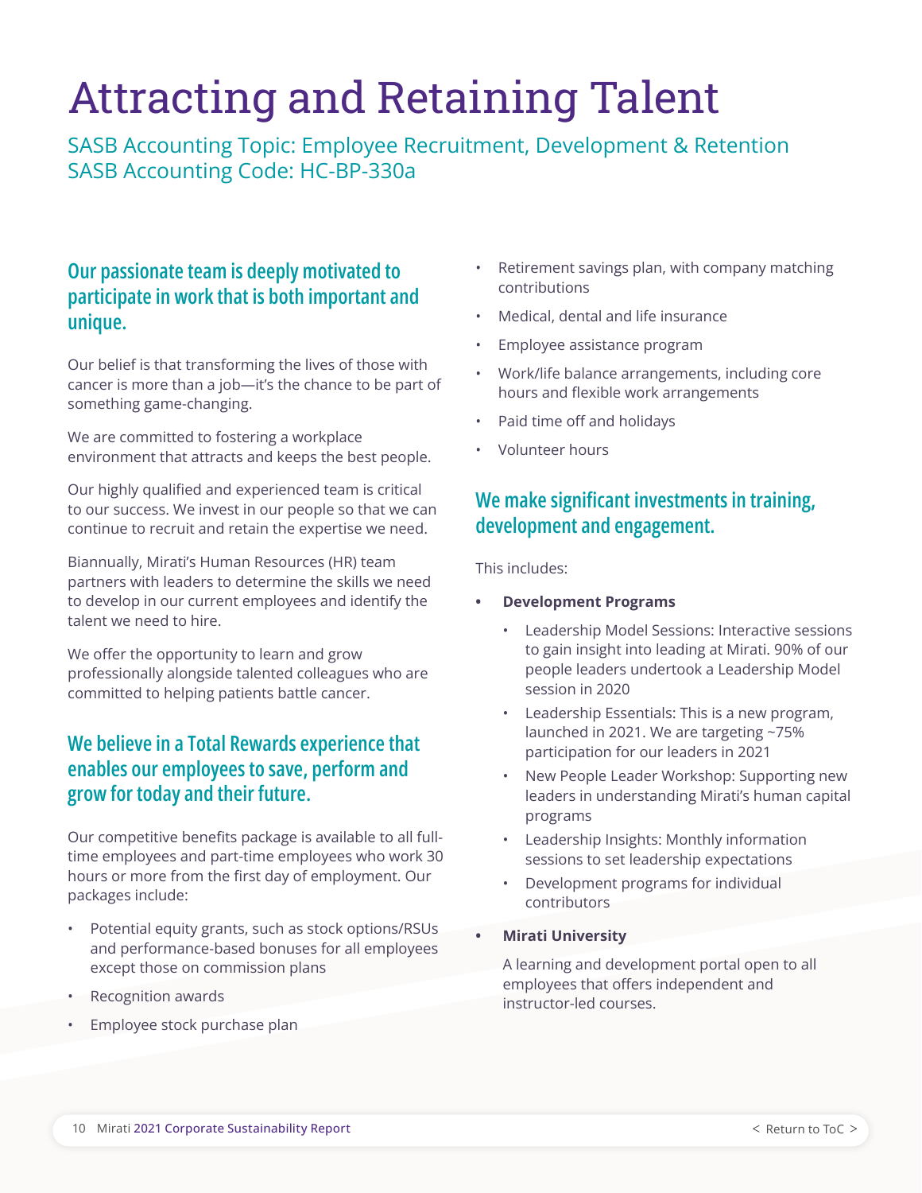# Attracting and Retaining Talent

SASB Accounting Topic: Employee Recruitment, Development & Retention
SASB Accounting Code: HC-BP-330a

## Our passionate team is deeply motivated to participate in work that is both important and unique.

Our belief is that transforming the lives of those with cancer is more than a job—it's the chance to be part of something game-changing.

We are committed to fostering a workplace environment that attracts and keeps the best people.

Our highly qualified and experienced team is critical to our success. We invest in our people so that we can continue to recruit and retain the expertise we need.

Biannually, Mirati's Human Resources (HR) team partners with leaders to determine the skills we need to develop in our current employees and identify the talent we need to hire.

We offer the opportunity to learn and grow professionally alongside talented colleagues who are committed to helping patients battle cancer.

## We believe in a Total Rewards experience that enables our employees to save, perform and grow for today and their future.

Our competitive benefits package is available to all full-time employees and part-time employees who work 30 hours or more from the first day of employment. Our packages include:

- Potential equity grants, such as stock options/RSUs and performance-based bonuses for all employees except those on commission plans
- Recognition awards
- Employee stock purchase plan
- Retirement savings plan, with company matching contributions
- Medical, dental and life insurance
- Employee assistance program
- Work/life balance arrangements, including core hours and flexible work arrangements
- Paid time off and holidays
- Volunteer hours

## We make significant investments in training, development and engagement.

This includes:

- **Development Programs**
  - Leadership Model Sessions: Interactive sessions to gain insight into leading at Mirati. 90% of our people leaders undertook a Leadership Model session in 2020
  - Leadership Essentials: This is a new program, launched in 2021. We are targeting ~75% participation for our leaders in 2021
  - New People Leader Workshop: Supporting new leaders in understanding Mirati's human capital programs
  - Leadership Insights: Monthly information sessions to set leadership expectations
  - Development programs for individual contributors
- **Mirati University**

  A learning and development portal open to all employees that offers independent and instructor-led courses.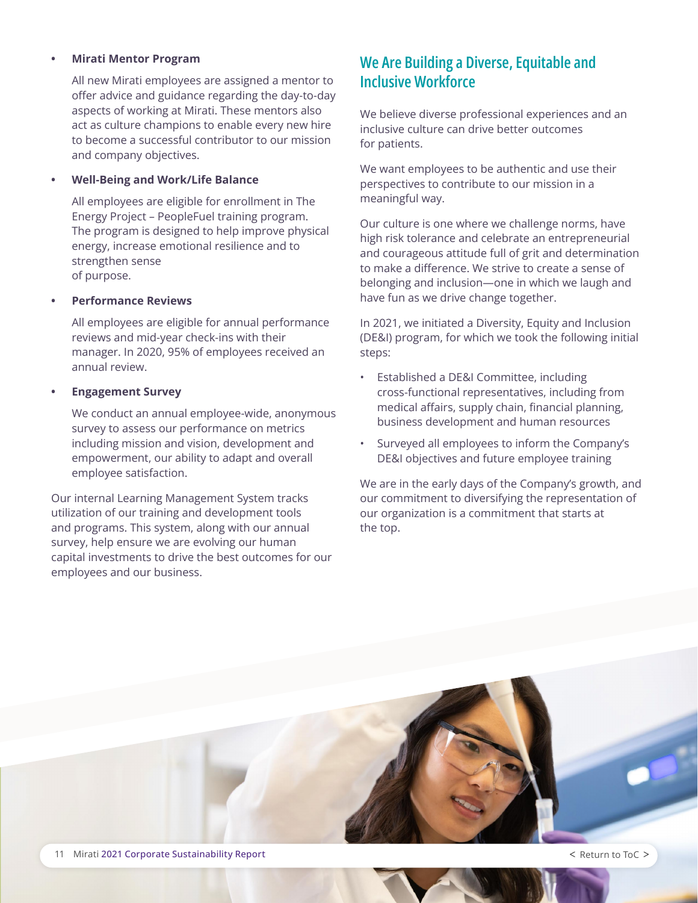- **Mirati Mentor Program**

  All new Mirati employees are assigned a mentor to offer advice and guidance regarding the day-to-day aspects of working at Mirati. These mentors also act as culture champions to enable every new hire to become a successful contributor to our mission and company objectives.

- **Well-Being and Work/Life Balance**

  All employees are eligible for enrollment in The Energy Project – PeopleFuel training program. The program is designed to help improve physical energy, increase emotional resilience and to strengthen sense of purpose.

- **Performance Reviews**

  All employees are eligible for annual performance reviews and mid-year check-ins with their manager. In 2020, 95% of employees received an annual review.

- **Engagement Survey**

  We conduct an annual employee-wide, anonymous survey to assess our performance on metrics including mission and vision, development and empowerment, our ability to adapt and overall employee satisfaction.

Our internal Learning Management System tracks utilization of our training and development tools and programs. This system, along with our annual survey, help ensure we are evolving our human capital investments to drive the best outcomes for our employees and our business.

## We Are Building a Diverse, Equitable and Inclusive Workforce

We believe diverse professional experiences and an inclusive culture can drive better outcomes for patients.

We want employees to be authentic and use their perspectives to contribute to our mission in a meaningful way.

Our culture is one where we challenge norms, have high risk tolerance and celebrate an entrepreneurial and courageous attitude full of grit and determination to make a difference. We strive to create a sense of belonging and inclusion—one in which we laugh and have fun as we drive change together.

In 2021, we initiated a Diversity, Equity and Inclusion (DE&I) program, for which we took the following initial steps:

- Established a DE&I Committee, including cross-functional representatives, including from medical affairs, supply chain, financial planning, business development and human resources
- Surveyed all employees to inform the Company's DE&I objectives and future employee training

We are in the early days of the Company's growth, and our commitment to diversifying the representation of our organization is a commitment that starts at the top.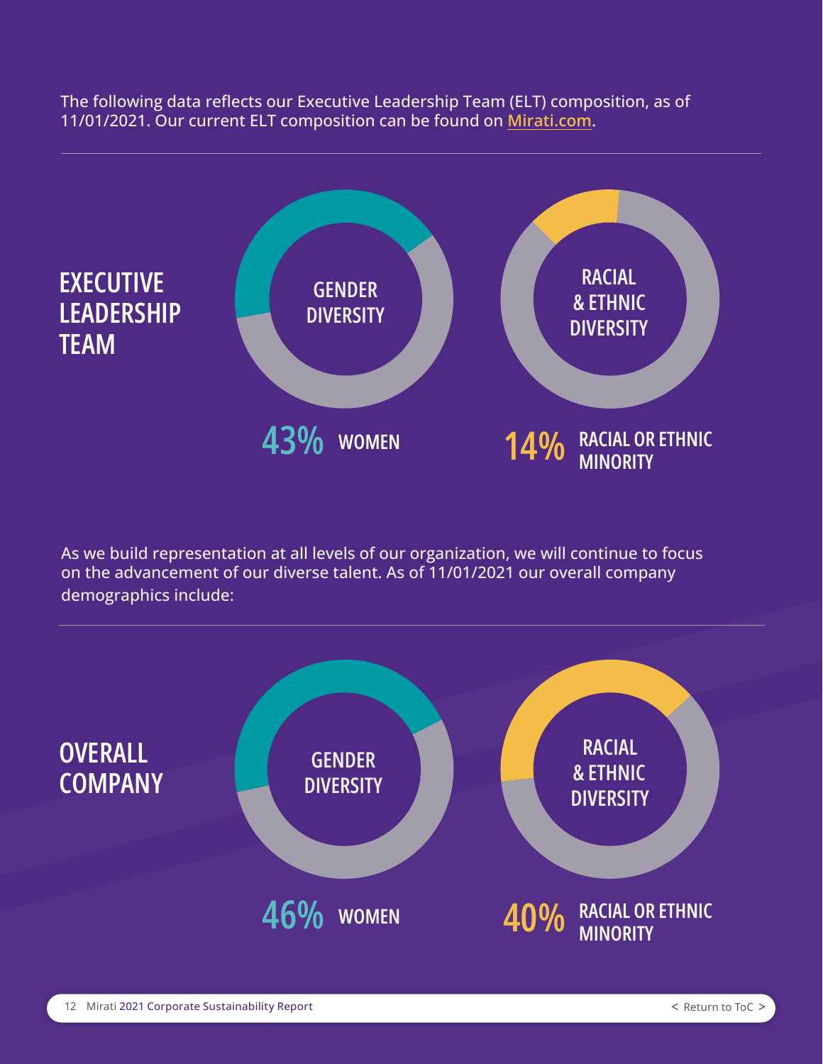The following data reflects our Executive Leadership Team (ELT) composition, as of 11/01/2021. Our current ELT composition can be found on [Mirati.com](Mirati.com).

## EXECUTIVE LEADERSHIP TEAM

**GENDER DIVERSITY**

**43% WOMEN**

**RACIAL & ETHNIC DIVERSITY**

**14% RACIAL OR ETHNIC MINORITY**

As we build representation at all levels of our organization, we will continue to focus on the advancement of our diverse talent. As of 11/01/2021 our overall company demographics include:

## OVERALL COMPANY

**GENDER DIVERSITY**

**46% WOMEN**

**RACIAL & ETHNIC DIVERSITY**

**40% RACIAL OR ETHNIC MINORITY**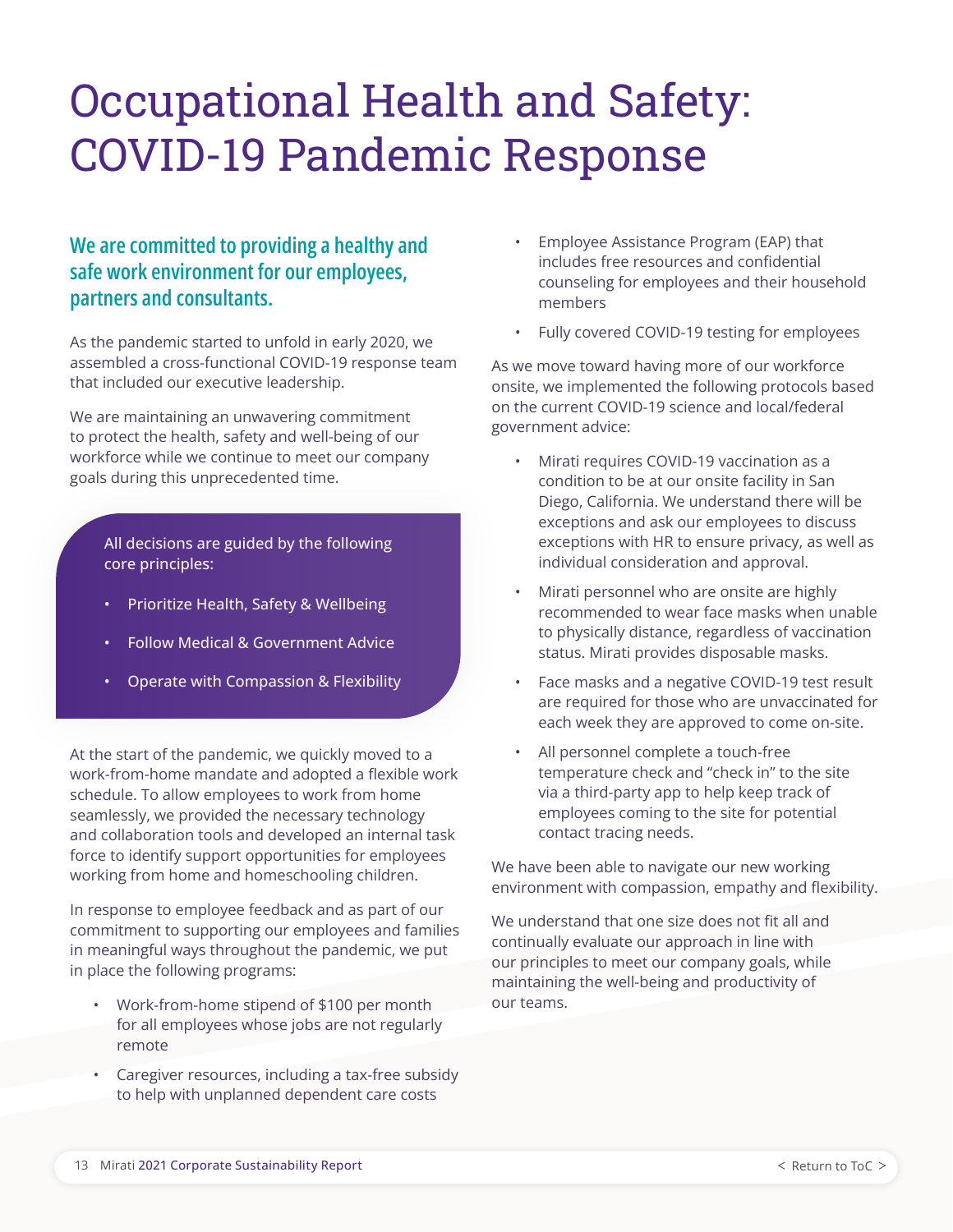# Occupational Health and Safety: COVID-19 Pandemic Response

## We are committed to providing a healthy and safe work environment for our employees, partners and consultants.

As the pandemic started to unfold in early 2020, we assembled a cross-functional COVID-19 response team that included our executive leadership.

We are maintaining an unwavering commitment to protect the health, safety and well-being of our workforce while we continue to meet our company goals during this unprecedented time.

All decisions are guided by the following core principles:

- Prioritize Health, Safety & Wellbeing
- Follow Medical & Government Advice
- Operate with Compassion & Flexibility

At the start of the pandemic, we quickly moved to a work-from-home mandate and adopted a flexible work schedule. To allow employees to work from home seamlessly, we provided the necessary technology and collaboration tools and developed an internal task force to identify support opportunities for employees working from home and homeschooling children.

In response to employee feedback and as part of our commitment to supporting our employees and families in meaningful ways throughout the pandemic, we put in place the following programs:

- Work-from-home stipend of $100 per month for all employees whose jobs are not regularly remote
- Caregiver resources, including a tax-free subsidy to help with unplanned dependent care costs
- Employee Assistance Program (EAP) that includes free resources and confidential counseling for employees and their household members
- Fully covered COVID-19 testing for employees

As we move toward having more of our workforce onsite, we implemented the following protocols based on the current COVID-19 science and local/federal government advice:

- Mirati requires COVID-19 vaccination as a condition to be at our onsite facility in San Diego, California. We understand there will be exceptions and ask our employees to discuss exceptions with HR to ensure privacy, as well as individual consideration and approval.
- Mirati personnel who are onsite are highly recommended to wear face masks when unable to physically distance, regardless of vaccination status. Mirati provides disposable masks.
- Face masks and a negative COVID-19 test result are required for those who are unvaccinated for each week they are approved to come on-site.
- All personnel complete a touch-free temperature check and "check in" to the site via a third-party app to help keep track of employees coming to the site for potential contact tracing needs.

We have been able to navigate our new working environment with compassion, empathy and flexibility.

We understand that one size does not fit all and continually evaluate our approach in line with our principles to meet our company goals, while maintaining the well-being and productivity of our teams.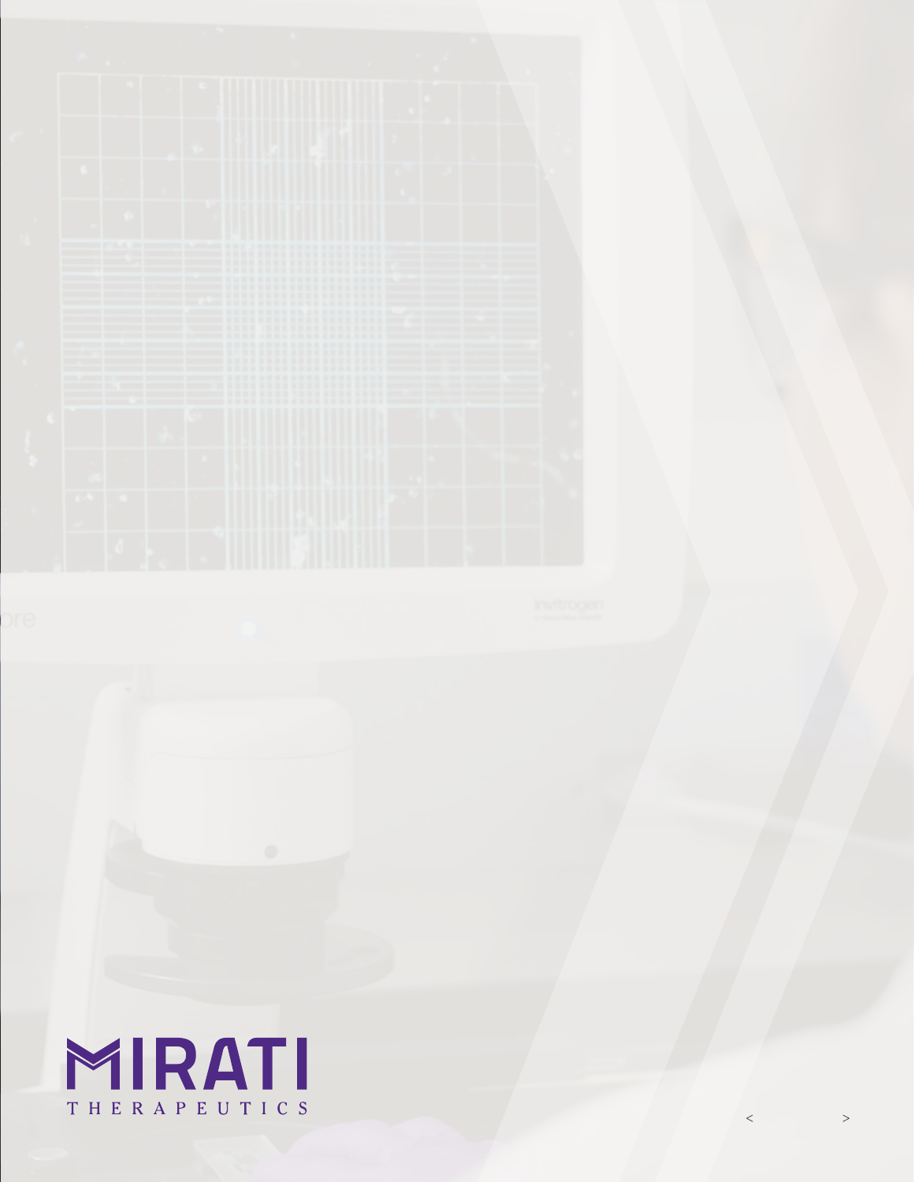MIRATI

THERAPEUTICS